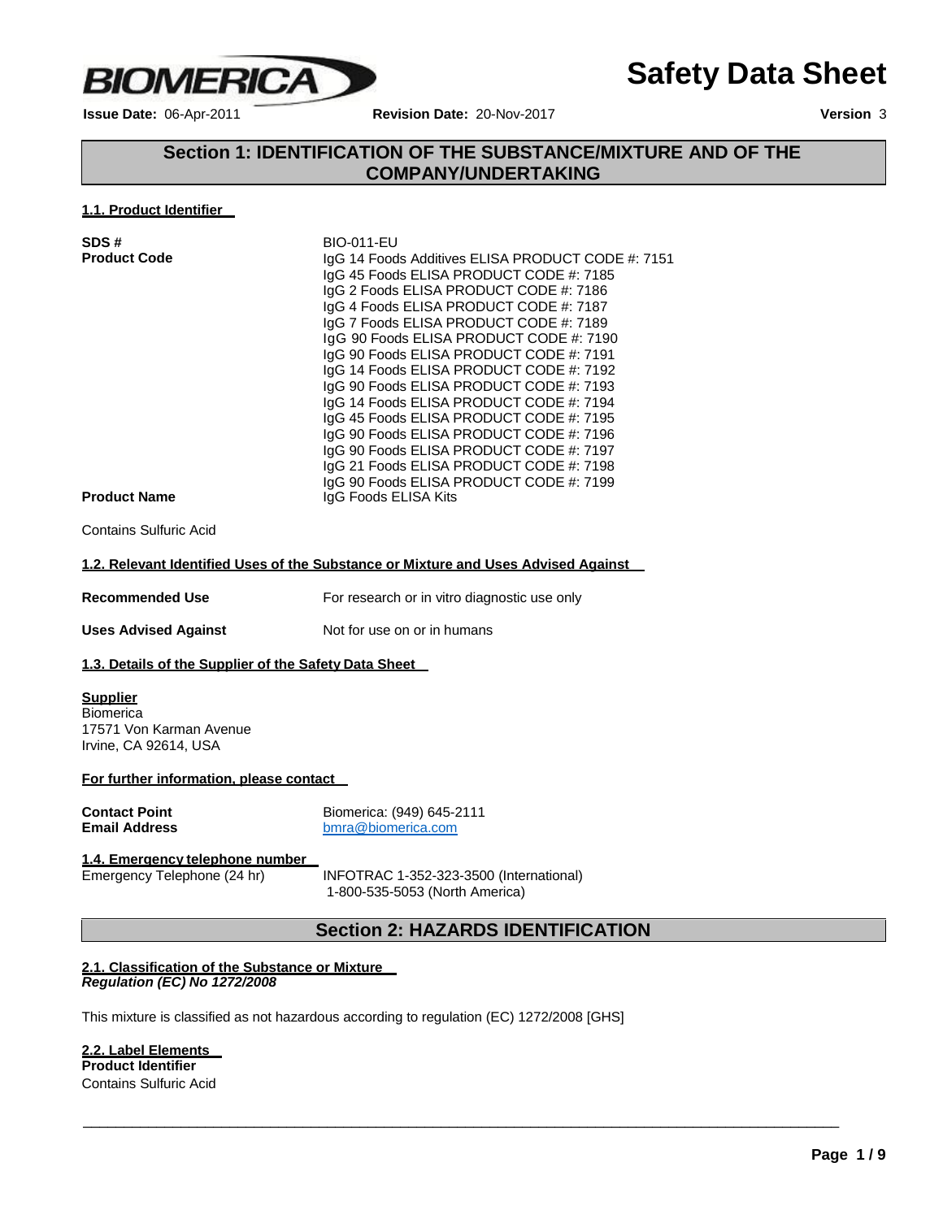# Safety Data Sheet

**Issue Date:** 06-Apr-2011 **Revision Date:** 20-Nov-2017 **Version** 3

## Section 1: IDENTIFICATION OF THE SUBSTANCE/MIXTURE AND OF THE COMPANY/UNDERTAKING

### 1.1. Product Identifier

**SDS #** BIO-011-EU

**Product Code**
IgG 14 Foods Additives ELISA PRODUCT CODE #: 7151
IgG 45 Foods ELISA PRODUCT CODE #: 7185
IgG 2 Foods ELISA PRODUCT CODE #: 7186
IgG 4 Foods ELISA PRODUCT CODE #: 7187
IgG 7 Foods ELISA PRODUCT CODE #: 7189
IgG 90 Foods ELISA PRODUCT CODE #: 7190
IgG 90 Foods ELISA PRODUCT CODE #: 7191
IgG 14 Foods ELISA PRODUCT CODE #: 7192
IgG 90 Foods ELISA PRODUCT CODE #: 7193
IgG 14 Foods ELISA PRODUCT CODE #: 7194
IgG 45 Foods ELISA PRODUCT CODE #: 7195
IgG 90 Foods ELISA PRODUCT CODE #: 7196
IgG 90 Foods ELISA PRODUCT CODE #: 7197
IgG 21 Foods ELISA PRODUCT CODE #: 7198
IgG 90 Foods ELISA PRODUCT CODE #: 7199

**Product Name** IgG Foods ELISA Kits

Contains Sulfuric Acid

### 1.2. Relevant Identified Uses of the Substance or Mixture and Uses Advised Against

**Recommended Use** For research or in vitro diagnostic use only

**Uses Advised Against** Not for use on or in humans

### 1.3. Details of the Supplier of the Safety Data Sheet

**Supplier**
Biomerica
17571 Von Karman Avenue
Irvine, CA 92614, USA

**For further information, please contact**

**Contact Point** Biomerica: (949) 645-2111
**Email Address** bmra@biomerica.com

### 1.4. Emergency telephone number

Emergency Telephone (24 hr) INFOTRAC 1-352-323-3500 (International)
1-800-535-5053 (North America)

## Section 2: HAZARDS IDENTIFICATION

### 2.1. Classification of the Substance or Mixture

*Regulation (EC) No 1272/2008*

This mixture is classified as not hazardous according to regulation (EC) 1272/2008 [GHS]

### 2.2. Label Elements

**Product Identifier**
Contains Sulfuric Acid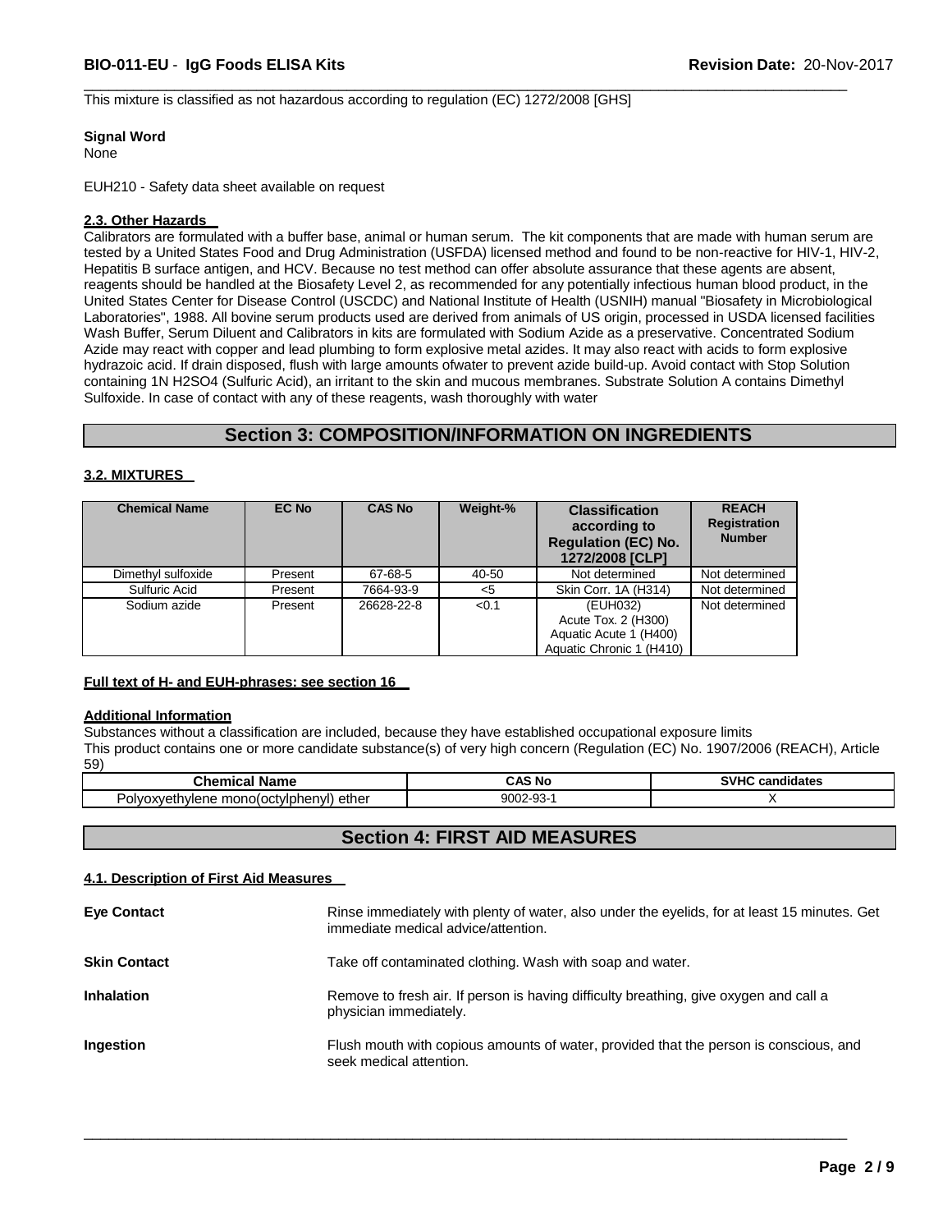This mixture is classified as not hazardous according to regulation (EC) 1272/2008 [GHS]

**Signal Word**

None

EUH210 - Safety data sheet available on request

### 2.3. Other Hazards

Calibrators are formulated with a buffer base, animal or human serum. The kit components that are made with human serum are tested by a United States Food and Drug Administration (USFDA) licensed method and found to be non-reactive for HIV-1, HIV-2, Hepatitis B surface antigen, and HCV. Because no test method can offer absolute assurance that these agents are absent, reagents should be handled at the Biosafety Level 2, as recommended for any potentially infectious human blood product, in the United States Center for Disease Control (USCDC) and National Institute of Health (USNIH) manual "Biosafety in Microbiological Laboratories", 1988. All bovine serum products used are derived from animals of US origin, processed in USDA licensed facilities Wash Buffer, Serum Diluent and Calibrators in kits are formulated with Sodium Azide as a preservative. Concentrated Sodium Azide may react with copper and lead plumbing to form explosive metal azides. It may also react with acids to form explosive hydrazoic acid. If drain disposed, flush with large amounts ofwater to prevent azide build-up. Avoid contact with Stop Solution containing 1N $H_2SO_4$ (Sulfuric Acid), an irritant to the skin and mucous membranes. Substrate Solution A contains Dimethyl Sulfoxide. In case of contact with any of these reagents, wash thoroughly with water

## Section 3: COMPOSITION/INFORMATION ON INGREDIENTS

### 3.2. MIXTURES

| Chemical Name | EC No | CAS No | Weight-% | Classification according to Regulation (EC) No. 1272/2008 [CLP] | REACH Registration Number |
|---|---|---|---|---|---|
| Dimethyl sulfoxide | Present | 67-68-5 | 40-50 | Not determined | Not determined |
| Sulfuric Acid | Present | 7664-93-9 | <5 | Skin Corr. 1A (H314) | Not determined |
| Sodium azide | Present | 26628-22-8 | <0.1 | (EUH032) Acute Tox. 2 (H300) Aquatic Acute 1 (H400) Aquatic Chronic 1 (H410) | Not determined |

**Full text of H- and EUH-phrases: see section 16**

**Additional Information**

Substances without a classification are included, because they have established occupational exposure limits
This product contains one or more candidate substance(s) of very high concern (Regulation (EC) No. 1907/2006 (REACH), Article 59)

| Chemical Name | CAS No | SVHC candidates |
|---|---|---|
| Polyoxyethylene mono(octylphenyl) ether | 9002-93-1 | X |

## Section 4: FIRST AID MEASURES

### 4.1. Description of First Aid Measures

**Eye Contact**
Rinse immediately with plenty of water, also under the eyelids, for at least 15 minutes. Get immediate medical advice/attention.

**Skin Contact**
Take off contaminated clothing. Wash with soap and water.

**Inhalation**
Remove to fresh air. If person is having difficulty breathing, give oxygen and call a physician immediately.

**Ingestion**
Flush mouth with copious amounts of water, provided that the person is conscious, and seek medical attention.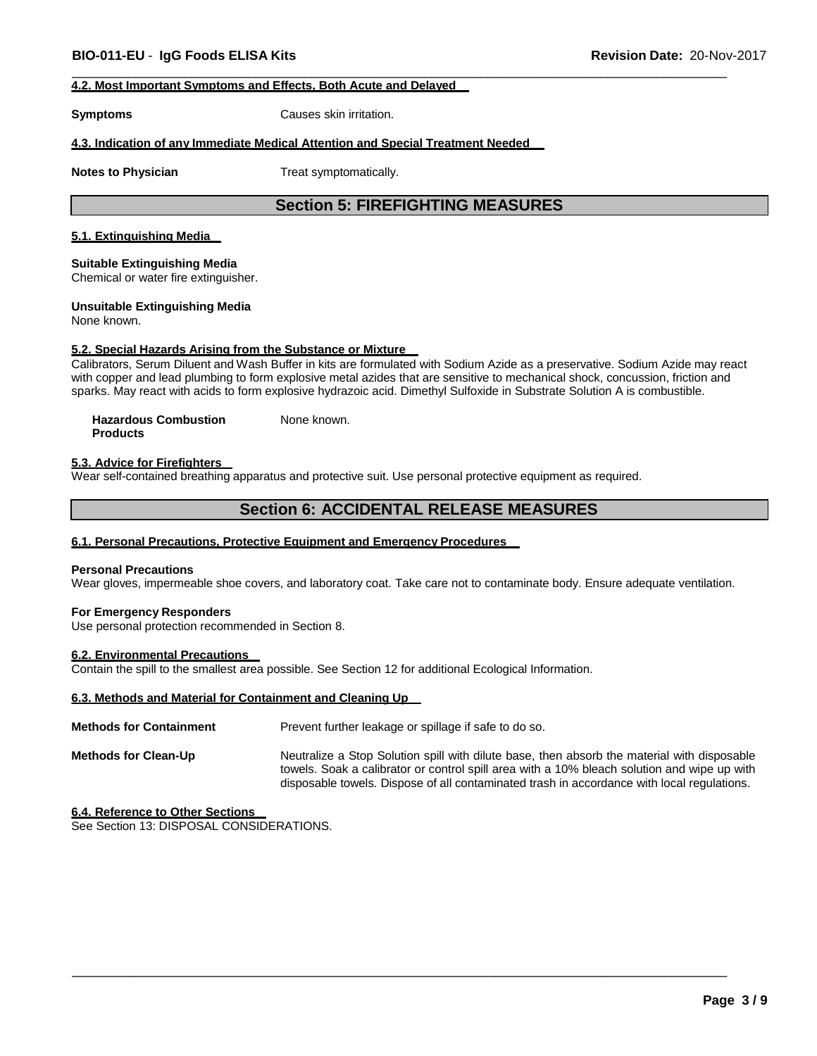#### 4.2. Most Important Symptoms and Effects, Both Acute and Delayed

**Symptoms** Causes skin irritation.

#### 4.3. Indication of any Immediate Medical Attention and Special Treatment Needed

**Notes to Physician** Treat symptomatically.

## Section 5: FIREFIGHTING MEASURES

#### 5.1. Extinguishing Media

**Suitable Extinguishing Media**
Chemical or water fire extinguisher.

**Unsuitable Extinguishing Media**
None known.

#### 5.2. Special Hazards Arising from the Substance or Mixture

Calibrators, Serum Diluent and Wash Buffer in kits are formulated with Sodium Azide as a preservative. Sodium Azide may react with copper and lead plumbing to form explosive metal azides that are sensitive to mechanical shock, concussion, friction and sparks. May react with acids to form explosive hydrazoic acid. Dimethyl Sulfoxide in Substrate Solution A is combustible.

**Hazardous Combustion Products** None known.

#### 5.3. Advice for Firefighters

Wear self-contained breathing apparatus and protective suit. Use personal protective equipment as required.

## Section 6: ACCIDENTAL RELEASE MEASURES

#### 6.1. Personal Precautions, Protective Equipment and Emergency Procedures

**Personal Precautions**
Wear gloves, impermeable shoe covers, and laboratory coat. Take care not to contaminate body. Ensure adequate ventilation.

**For Emergency Responders**
Use personal protection recommended in Section 8.

#### 6.2. Environmental Precautions

Contain the spill to the smallest area possible. See Section 12 for additional Ecological Information.

#### 6.3. Methods and Material for Containment and Cleaning Up

**Methods for Containment** Prevent further leakage or spillage if safe to do so.

**Methods for Clean-Up** Neutralize a Stop Solution spill with dilute base, then absorb the material with disposable towels. Soak a calibrator or control spill area with a 10% bleach solution and wipe up with disposable towels. Dispose of all contaminated trash in accordance with local regulations.

#### 6.4. Reference to Other Sections

See Section 13: DISPOSAL CONSIDERATIONS.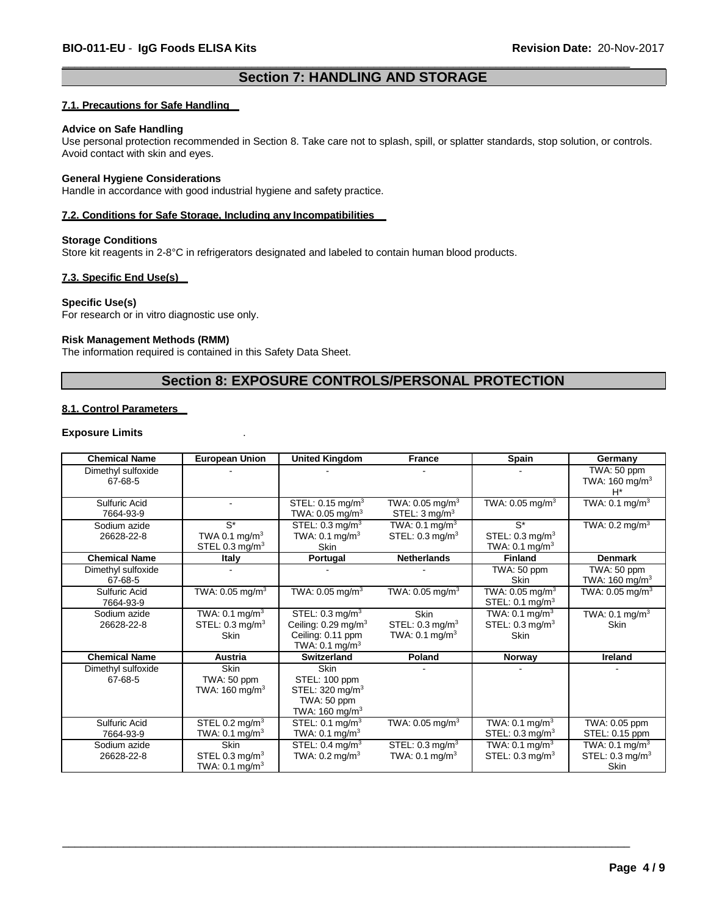## Section 7: HANDLING AND STORAGE

### 7.1. Precautions for Safe Handling

**Advice on Safe Handling**

Use personal protection recommended in Section 8. Take care not to splash, spill, or splatter standards, stop solution, or controls. Avoid contact with skin and eyes.

**General Hygiene Considerations**

Handle in accordance with good industrial hygiene and safety practice.

### 7.2. Conditions for Safe Storage, Including any Incompatibilities

**Storage Conditions**

Store kit reagents in 2-8°C in refrigerators designated and labeled to contain human blood products.

### 7.3. Specific End Use(s)

**Specific Use(s)**

For research or in vitro diagnostic use only.

**Risk Management Methods (RMM)**

The information required is contained in this Safety Data Sheet.

## Section 8: EXPOSURE CONTROLS/PERSONAL PROTECTION

### 8.1. Control Parameters

**Exposure Limits** .

| Chemical Name | European Union | United Kingdom | France | Spain | Germany |
|---|---|---|---|---|---|
| Dimethyl sulfoxide 67-68-5 | - | - | - | - | TWA: 50 ppm TWA: 160 mg/m$^3$ H* |
| Sulfuric Acid 7664-93-9 | - | STEL: 0.15 mg/m$^3$ TWA: 0.05 mg/m$^3$ | TWA: 0.05 mg/m$^3$ STEL: 3 mg/m$^3$ | TWA: 0.05 mg/m$^3$ | TWA: 0.1 mg/m$^3$ |
| Sodium azide 26628-22-8 | S* TWA 0.1 mg/m$^3$ STEL 0.3 mg/m$^3$ | STEL: 0.3 mg/m$^3$ TWA: 0.1 mg/m$^3$ Skin | TWA: 0.1 mg/m$^3$ STEL: 0.3 mg/m$^3$ | S* STEL: 0.3 mg/m$^3$ TWA: 0.1 mg/m$^3$ | TWA: 0.2 mg/m$^3$ |
| **Chemical Name** | **Italy** | **Portugal** | **Netherlands** | **Finland** | **Denmark** |
| Dimethyl sulfoxide 67-68-5 | - | - | - | TWA: 50 ppm Skin | TWA: 50 ppm TWA: 160 mg/m$^3$ |
| Sulfuric Acid 7664-93-9 | TWA: 0.05 mg/m$^3$ | TWA: 0.05 mg/m$^3$ | TWA: 0.05 mg/m$^3$ | TWA: 0.05 mg/m$^3$ STEL: 0.1 mg/m$^3$ | TWA: 0.05 mg/m$^3$ |
| Sodium azide 26628-22-8 | TWA: 0.1 mg/m$^3$ STEL: 0.3 mg/m$^3$ Skin | STEL: 0.3 mg/m$^3$ Ceiling: 0.29 mg/m$^3$ Ceiling: 0.11 ppm TWA: 0.1 mg/m$^3$ | Skin STEL: 0.3 mg/m$^3$ TWA: 0.1 mg/m$^3$ | TWA: 0.1 mg/m$^3$ STEL: 0.3 mg/m$^3$ Skin | TWA: 0.1 mg/m$^3$ Skin |
| **Chemical Name** | **Austria** | **Switzerland** | **Poland** | **Norway** | **Ireland** |
| Dimethyl sulfoxide 67-68-5 | Skin TWA: 50 ppm TWA: 160 mg/m$^3$ | Skin STEL: 100 ppm STEL: 320 mg/m$^3$ TWA: 50 ppm TWA: 160 mg/m$^3$ | - | - | - |
| Sulfuric Acid 7664-93-9 | STEL 0.2 mg/m$^3$ TWA: 0.1 mg/m$^3$ | STEL: 0.1 mg/m$^3$ TWA: 0.1 mg/m$^3$ | TWA: 0.05 mg/m$^3$ | TWA: 0.1 mg/m$^3$ STEL: 0.3 mg/m$^3$ | TWA: 0.05 ppm STEL: 0.15 ppm |
| Sodium azide 26628-22-8 | Skin STEL 0.3 mg/m$^3$ TWA: 0.1 mg/m$^3$ | STEL: 0.4 mg/m$^3$ TWA: 0.2 mg/m$^3$ | STEL: 0.3 mg/m$^3$ TWA: 0.1 mg/m$^3$ | TWA: 0.1 mg/m$^3$ STEL: 0.3 mg/m$^3$ | TWA: 0.1 mg/m$^3$ STEL: 0.3 mg/m$^3$ Skin |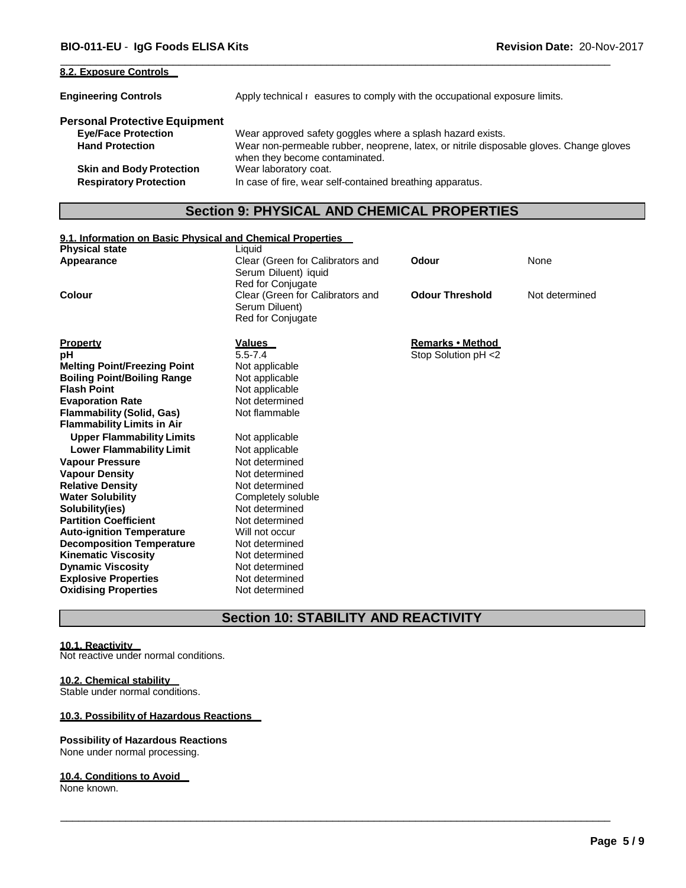**8.2. Exposure Controls**

**Engineering Controls** Apply technical measures to comply with the occupational exposure limits.

**Personal Protective Equipment**

| | |
|---|---|
| **Eye/Face Protection** | Wear approved safety goggles where a splash hazard exists. |
| **Hand Protection** | Wear non-permeable rubber, neoprene, latex, or nitrile disposable gloves. Change gloves when they become contaminated. |
| **Skin and Body Protection** | Wear laboratory coat. |
| **Respiratory Protection** | In case of fire, wear self-contained breathing apparatus. |

## Section 9: PHYSICAL AND CHEMICAL PROPERTIES

**9.1. Information on Basic Physical and Chemical Properties**

| | | | |
|---|---|---|---|
| **Physical state** | Liquid | | |
| **Appearance** | Clear (Green for Calibrators and Serum Diluent) liquid<br>Red for Conjugate | **Odour** | None |
| **Colour** | Clear (Green for Calibrators and Serum Diluent)<br>Red for Conjugate | **Odour Threshold** | Not determined |

| **Property** | **Values** | **Remarks • Method** |
|---|---|---|
| **pH** | 5.5-7.4 | Stop Solution pH <2 |
| **Melting Point/Freezing Point** | Not applicable | |
| **Boiling Point/Boiling Range** | Not applicable | |
| **Flash Point** | Not applicable | |
| **Evaporation Rate** | Not determined | |
| **Flammability (Solid, Gas)** | Not flammable | |
| **Flammability Limits in Air** | | |
| **Upper Flammability Limits** | Not applicable | |
| **Lower Flammability Limit** | Not applicable | |
| **Vapour Pressure** | Not determined | |
| **Vapour Density** | Not determined | |
| **Relative Density** | Not determined | |
| **Water Solubility** | Completely soluble | |
| **Solubility(ies)** | Not determined | |
| **Partition Coefficient** | Not determined | |
| **Auto-ignition Temperature** | Will not occur | |
| **Decomposition Temperature** | Not determined | |
| **Kinematic Viscosity** | Not determined | |
| **Dynamic Viscosity** | Not determined | |
| **Explosive Properties** | Not determined | |
| **Oxidising Properties** | Not determined | |

## Section 10: STABILITY AND REACTIVITY

**10.1. Reactivity**

Not reactive under normal conditions.

**10.2. Chemical stability**

Stable under normal conditions.

**10.3. Possibility of Hazardous Reactions**

**Possibility of Hazardous Reactions**

None under normal processing.

**10.4. Conditions to Avoid**

None known.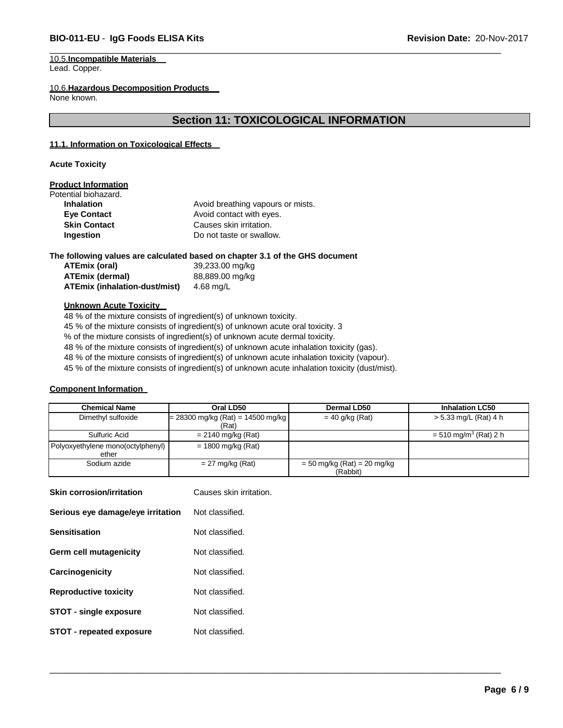10.5.**Incompatible Materials**
Lead. Copper.

10.6.**Hazardous Decomposition Products**
None known.

## Section 11: TOXICOLOGICAL INFORMATION

### 11.1. Information on Toxicological Effects

**Acute Toxicity**

**Product Information**

Potential biohazard.

**Inhalation** Avoid breathing vapours or mists.
**Eye Contact** Avoid contact with eyes.
**Skin Contact** Causes skin irritation.
**Ingestion** Do not taste or swallow.

**The following values are calculated based on chapter 3.1 of the GHS document**

**ATEmix (oral)** 39,233.00 mg/kg
**ATEmix (dermal)** 88,889.00 mg/kg
**ATEmix (inhalation-dust/mist)** 4.68 mg/L

**Unknown Acute Toxicity**

48 % of the mixture consists of ingredient(s) of unknown toxicity.
45 % of the mixture consists of ingredient(s) of unknown acute oral toxicity. 3
% of the mixture consists of ingredient(s) of unknown acute dermal toxicity.
48 % of the mixture consists of ingredient(s) of unknown acute inhalation toxicity (gas).
48 % of the mixture consists of ingredient(s) of unknown acute inhalation toxicity (vapour).
45 % of the mixture consists of ingredient(s) of unknown acute inhalation toxicity (dust/mist).

**Component Information**

| Chemical Name | Oral LD50 | Dermal LD50 | Inhalation LC50 |
|---|---|---|---|
| Dimethyl sulfoxide | = 28300 mg/kg (Rat) = 14500 mg/kg (Rat) | = 40 g/kg (Rat) | > 5.33 mg/L (Rat) 4 h |
| Sulfuric Acid | = 2140 mg/kg (Rat) | | = 510 mg/m$^3$ (Rat) 2 h |
| Polyoxyethylene mono(octylphenyl) ether | = 1800 mg/kg (Rat) | | |
| Sodium azide | = 27 mg/kg (Rat) | = 50 mg/kg (Rat) = 20 mg/kg (Rabbit) | |

**Skin corrosion/irritation** Causes skin irritation.

**Serious eye damage/eye irritation** Not classified.

**Sensitisation** Not classified.

**Germ cell mutagenicity** Not classified.

**Carcinogenicity** Not classified.

**Reproductive toxicity** Not classified.

**STOT - single exposure** Not classified.

**STOT - repeated exposure** Not classified.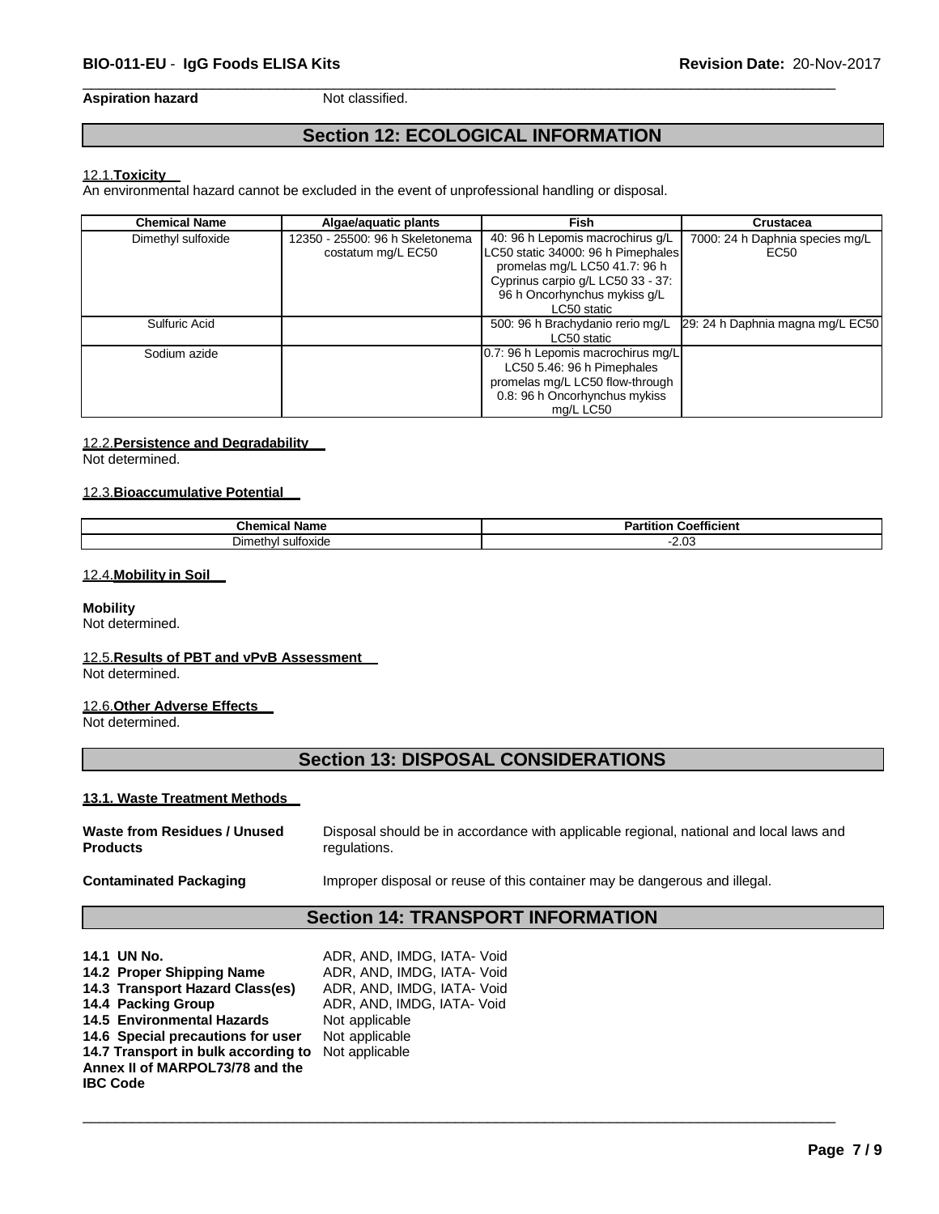**Aspiration hazard** Not classified.

## Section 12: ECOLOGICAL INFORMATION

### 12.1. Toxicity

An environmental hazard cannot be excluded in the event of unprofessional handling or disposal.

| Chemical Name | Algae/aquatic plants | Fish | Crustacea |
|---|---|---|---|
| Dimethyl sulfoxide | 12350 - 25500: 96 h Skeletonema costatum mg/L EC50 | 40: 96 h Lepomis macrochirus g/L LC50 static 34000: 96 h Pimephales promelas mg/L LC50 41.7: 96 h Cyprinus carpio g/L LC50 33 - 37: 96 h Oncorhynchus mykiss g/L LC50 static | 7000: 24 h Daphnia species mg/L EC50 |
| Sulfuric Acid | | 500: 96 h Brachydanio rerio mg/L LC50 static | 29: 24 h Daphnia magna mg/L EC50 |
| Sodium azide | | 0.7: 96 h Lepomis macrochirus mg/L LC50 5.46: 96 h Pimephales promelas mg/L LC50 flow-through 0.8: 96 h Oncorhynchus mykiss mg/L LC50 | |

### 12.2. Persistence and Degradability

Not determined.

### 12.3. Bioaccumulative Potential

| Chemical Name | Partition Coefficient |
|---|---|
| Dimethyl sulfoxide | -2.03 |

### 12.4. Mobility in Soil

**Mobility**
Not determined.

### 12.5. Results of PBT and vPvB Assessment

Not determined.

### 12.6. Other Adverse Effects

Not determined.

## Section 13: DISPOSAL CONSIDERATIONS

### 13.1. Waste Treatment Methods

**Waste from Residues / Unused Products** Disposal should be in accordance with applicable regional, national and local laws and regulations.

**Contaminated Packaging** Improper disposal or reuse of this container may be dangerous and illegal.

## Section 14: TRANSPORT INFORMATION

**14.1 UN No.** ADR, AND, IMDG, IATA- Void
**14.2 Proper Shipping Name** ADR, AND, IMDG, IATA- Void
**14.3 Transport Hazard Class(es)** ADR, AND, IMDG, IATA- Void
**14.4 Packing Group** ADR, AND, IMDG, IATA- Void
**14.5 Environmental Hazards** Not applicable
**14.6 Special precautions for user** Not applicable
**14.7 Transport in bulk according to Annex II of MARPOL73/78 and the IBC Code** Not applicable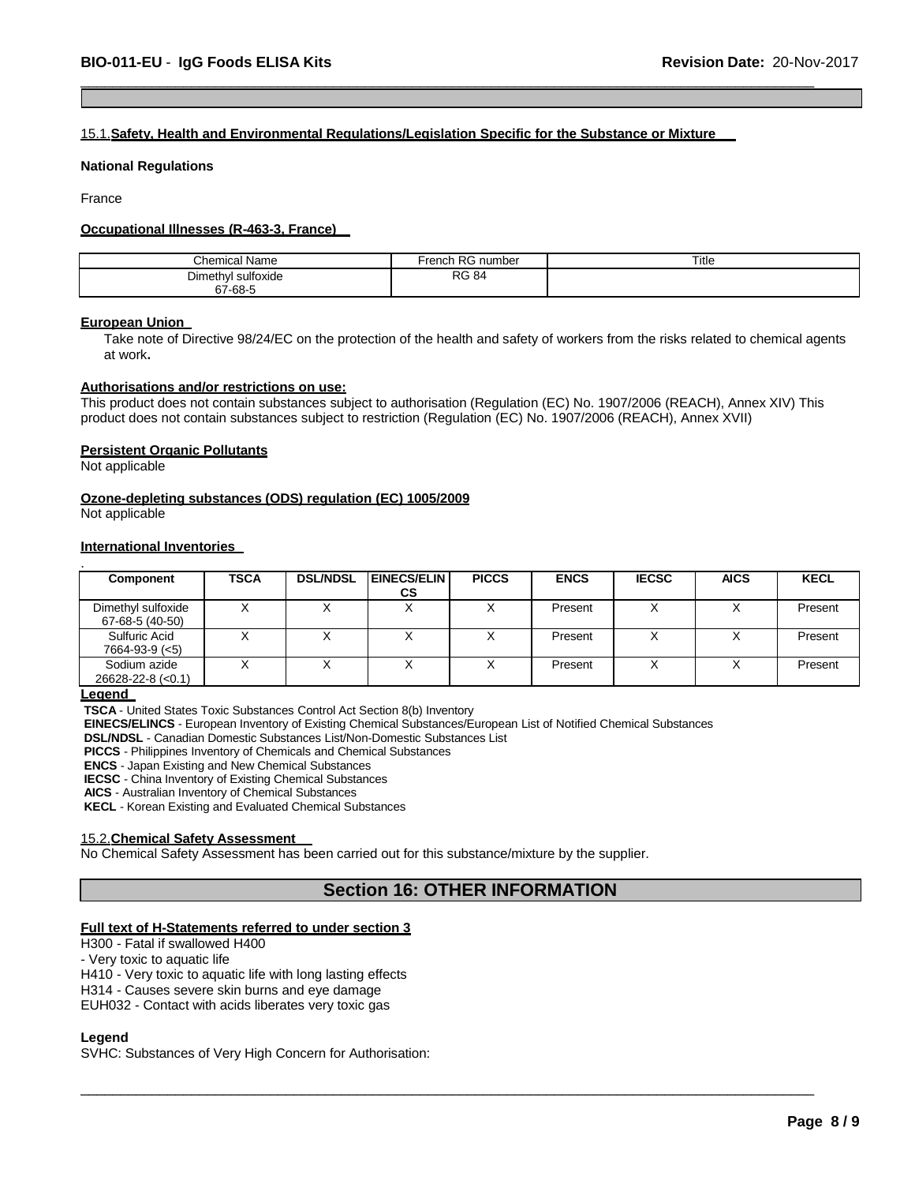### 15.1. Safety, Health and Environmental Regulations/Legislation Specific for the Substance or Mixture

**National Regulations**

France

**Occupational Illnesses (R-463-3, France)**

| Chemical Name | French RG number | Title |
|---|---|---|
| Dimethyl sulfoxide 67-68-5 | RG 84 | |

**European Union**

Take note of Directive 98/24/EC on the protection of the health and safety of workers from the risks related to chemical agents at work**.**

**Authorisations and/or restrictions on use:**

This product does not contain substances subject to authorisation (Regulation (EC) No. 1907/2006 (REACH), Annex XIV) This product does not contain substances subject to restriction (Regulation (EC) No. 1907/2006 (REACH), Annex XVII)

**Persistent Organic Pollutants**

Not applicable

**Ozone-depleting substances (ODS) regulation (EC) 1005/2009**

Not applicable

**International Inventories**

.

| Component | TSCA | DSL/NDSL | EINECS/ELINCS | PICCS | ENCS | IECSC | AICS | KECL |
|---|---|---|---|---|---|---|---|---|
| Dimethyl sulfoxide 67-68-5 (40-50) | X | X | X | X | Present | X | X | Present |
| Sulfuric Acid 7664-93-9 (<5) | X | X | X | X | Present | X | X | Present |
| Sodium azide 26628-22-8 (<0.1) | X | X | X | X | Present | X | X | Present |

**Legend**

**TSCA** - United States Toxic Substances Control Act Section 8(b) Inventory
**EINECS/ELINCS** - European Inventory of Existing Chemical Substances/European List of Notified Chemical Substances
**DSL/NDSL** - Canadian Domestic Substances List/Non-Domestic Substances List
**PICCS** - Philippines Inventory of Chemicals and Chemical Substances
**ENCS** - Japan Existing and New Chemical Substances
**IECSC** - China Inventory of Existing Chemical Substances
**AICS** - Australian Inventory of Chemical Substances
**KECL** - Korean Existing and Evaluated Chemical Substances

### 15.2. Chemical Safety Assessment

No Chemical Safety Assessment has been carried out for this substance/mixture by the supplier.

## Section 16: OTHER INFORMATION

**Full text of H-Statements referred to under section 3**

H300 - Fatal if swallowed H400
- Very toxic to aquatic life
H410 - Very toxic to aquatic life with long lasting effects
H314 - Causes severe skin burns and eye damage
EUH032 - Contact with acids liberates very toxic gas

**Legend**

SVHC: Substances of Very High Concern for Authorisation: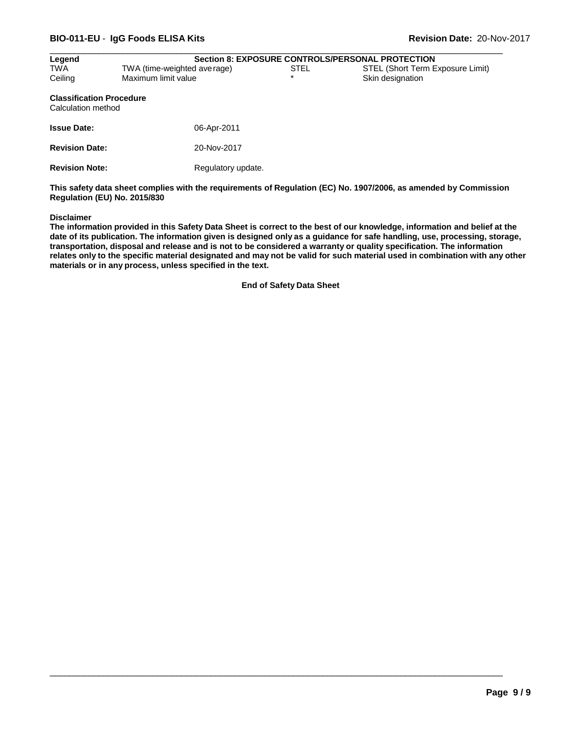**Legend**

**Section 8: EXPOSURE CONTROLS/PERSONAL PROTECTION**

| | | | |
|---|---|---|---|
| TWA | TWA (time-weighted average) | STEL | STEL (Short Term Exposure Limit) |
| Ceiling | Maximum limit value | * | Skin designation |

**Classification Procedure**

Calculation method

**Issue Date:** 06-Apr-2011

**Revision Date:** 20-Nov-2017

**Revision Note:** Regulatory update.

**This safety data sheet complies with the requirements of Regulation (EC) No. 1907/2006, as amended by Commission Regulation (EU) No. 2015/830**

**Disclaimer**

**The information provided in this Safety Data Sheet is correct to the best of our knowledge, information and belief at the date of its publication. The information given is designed only as a guidance for safe handling, use, processing, storage, transportation, disposal and release and is not to be considered a warranty or quality specification. The information relates only to the specific material designated and may not be valid for such material used in combination with any other materials or in any process, unless specified in the text.**

**End of Safety Data Sheet**